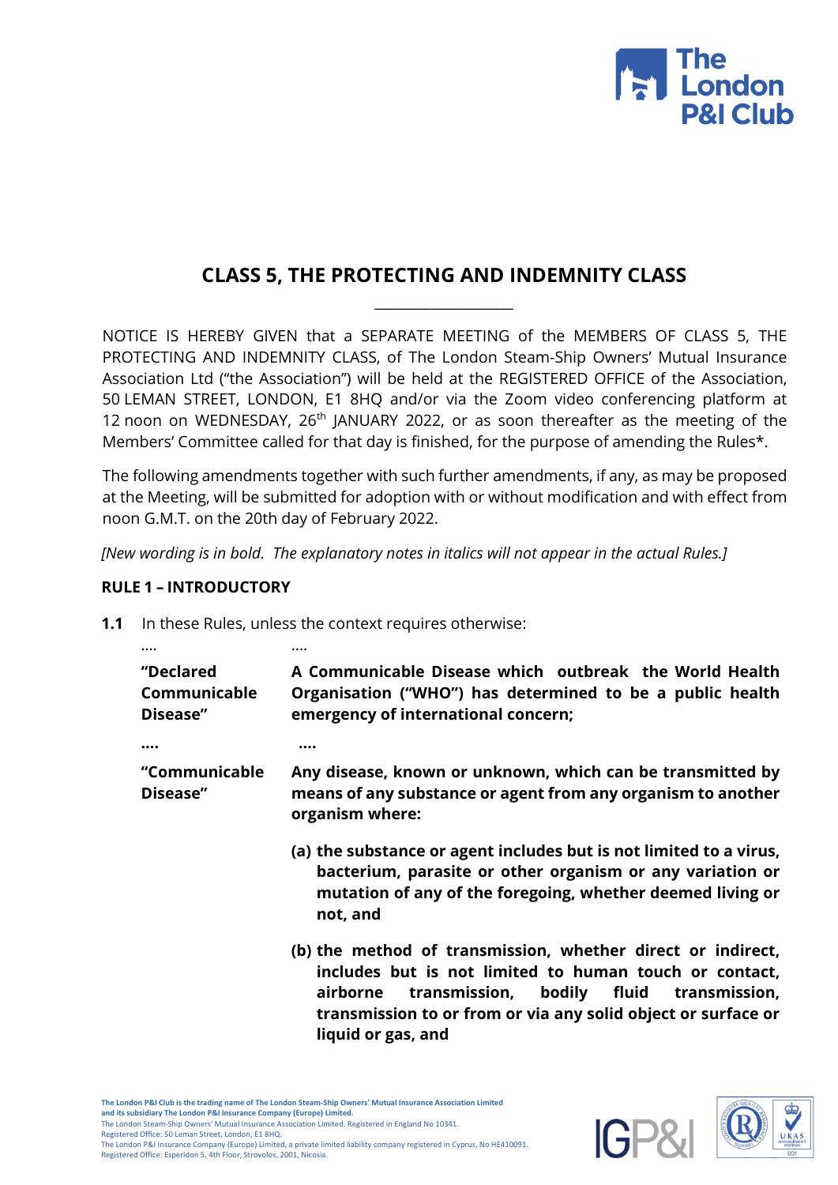## CLASS 5, THE PROTECTING AND INDEMNITY CLASS

---

NOTICE IS HEREBY GIVEN that a SEPARATE MEETING of the MEMBERS OF CLASS 5, THE PROTECTING AND INDEMNITY CLASS, of The London Steam-Ship Owners' Mutual Insurance Association Ltd ("the Association") will be held at the REGISTERED OFFICE of the Association, 50 LEMAN STREET, LONDON, E1 8HQ and/or via the Zoom video conferencing platform at 12 noon on WEDNESDAY, 26th JANUARY 2022, or as soon thereafter as the meeting of the Members' Committee called for that day is finished, for the purpose of amending the Rules*.

The following amendments together with such further amendments, if any, as may be proposed at the Meeting, will be submitted for adoption with or without modification and with effect from noon G.M.T. on the 20th day of February 2022.

*[New wording is in bold. The explanatory notes in italics will not appear in the actual Rules.]*

### RULE 1 – INTRODUCTORY

**1.1** In these Rules, unless the context requires otherwise:

| | |
|---|---|
| .... | .... |
| **"Declared Communicable Disease"** | **A Communicable Disease which outbreak the World Health Organisation ("WHO") has determined to be a public health emergency of international concern;** |
| **....** | **....** |
| **"Communicable Disease"** | **Any disease, known or unknown, which can be transmitted by means of any substance or agent from any organism to another organism where:** |
| | **(a) the substance or agent includes but is not limited to a virus, bacterium, parasite or other organism or any variation or mutation of any of the foregoing, whether deemed living or not, and** |
| | **(b) the method of transmission, whether direct or indirect, includes but is not limited to human touch or contact, airborne transmission, bodily fluid transmission, transmission to or from or via any solid object or surface or liquid or gas, and** |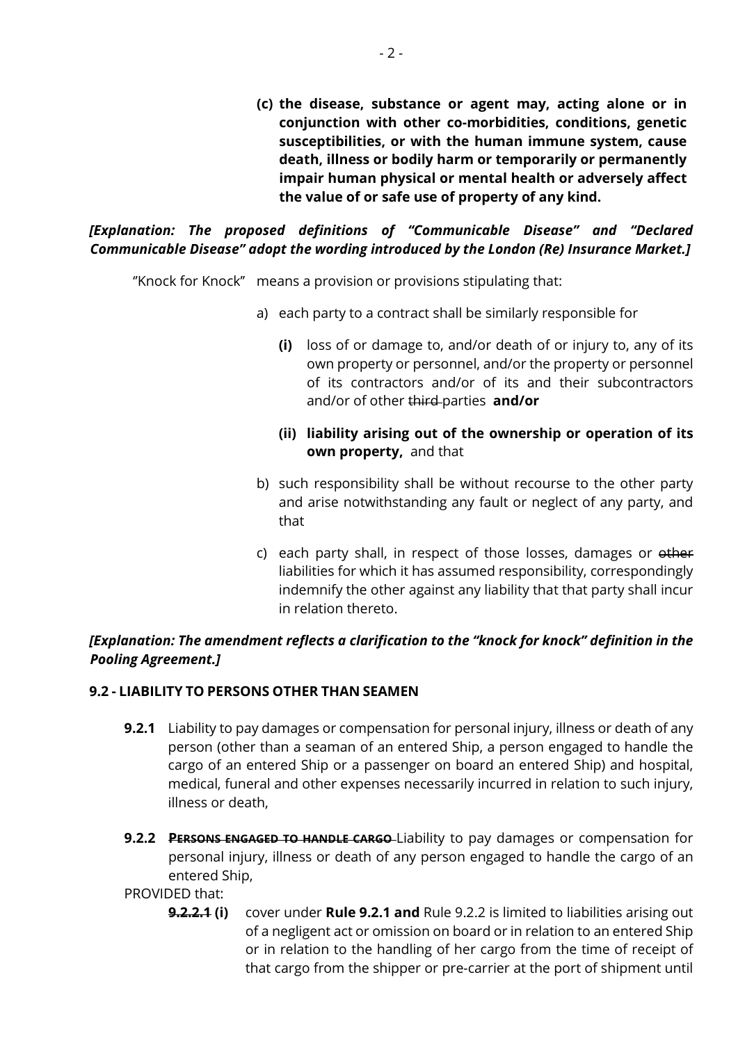**(c) the disease, substance or agent may, acting alone or in conjunction with other co-morbidities, conditions, genetic susceptibilities, or with the human immune system, cause death, illness or bodily harm or temporarily or permanently impair human physical or mental health or adversely affect the value of or safe use of property of any kind.**

***[Explanation: The proposed definitions of "Communicable Disease" and "Declared Communicable Disease" adopt the wording introduced by the London (Re) Insurance Market.]***

"Knock for Knock" means a provision or provisions stipulating that:

a) each party to a contract shall be similarly responsible for

   **(i)** loss of or damage to, and/or death of or injury to, any of its own property or personnel, and/or the property or personnel of its contractors and/or of its and their subcontractors and/or of other ~~third~~ parties **and/or**

   **(ii) liability arising out of the ownership or operation of its own property,** and that

b) such responsibility shall be without recourse to the other party and arise notwithstanding any fault or neglect of any party, and that

c) each party shall, in respect of those losses, damages or ~~other~~ liabilities for which it has assumed responsibility, correspondingly indemnify the other against any liability that that party shall incur in relation thereto.

***[Explanation: The amendment reflects a clarification to the "knock for knock" definition in the Pooling Agreement.]***

**9.2 - LIABILITY TO PERSONS OTHER THAN SEAMEN**

**9.2.1** Liability to pay damages or compensation for personal injury, illness or death of any person (other than a seaman of an entered Ship, a person engaged to handle the cargo of an entered Ship or a passenger on board an entered Ship) and hospital, medical, funeral and other expenses necessarily incurred in relation to such injury, illness or death,

**9.2.2** ~~**PERSONS ENGAGED TO HANDLE CARGO**~~ Liability to pay damages or compensation for personal injury, illness or death of any person engaged to handle the cargo of an entered Ship,

PROVIDED that:

~~**9.2.2.1**~~ **(i)** cover under **Rule 9.2.1 and** Rule 9.2.2 is limited to liabilities arising out of a negligent act or omission on board or in relation to an entered Ship or in relation to the handling of her cargo from the time of receipt of that cargo from the shipper or pre-carrier at the port of shipment until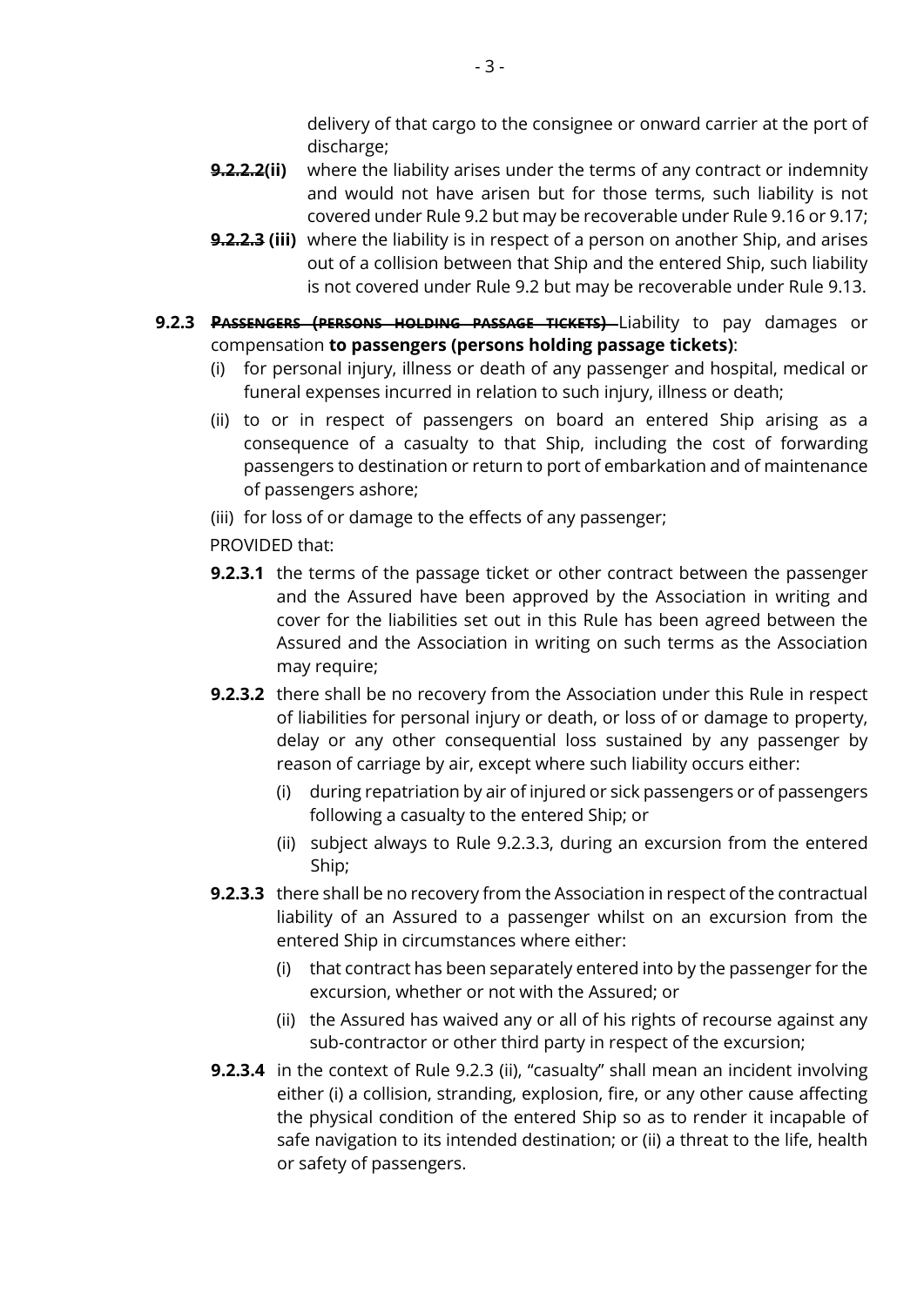delivery of that cargo to the consignee or onward carrier at the port of discharge;

**~~9.2.2.2~~(ii)** where the liability arises under the terms of any contract or indemnity and would not have arisen but for those terms, such liability is not covered under Rule 9.2 but may be recoverable under Rule 9.16 or 9.17;

**~~9.2.2.3~~ (iii)** where the liability is in respect of a person on another Ship, and arises out of a collision between that Ship and the entered Ship, such liability is not covered under Rule 9.2 but may be recoverable under Rule 9.13.

**9.2.3** ~~**PASSENGERS (PERSONS HOLDING PASSAGE TICKETS)**~~ Liability to pay damages or compensation **to passengers (persons holding passage tickets)**:

(i) for personal injury, illness or death of any passenger and hospital, medical or funeral expenses incurred in relation to such injury, illness or death;

(ii) to or in respect of passengers on board an entered Ship arising as a consequence of a casualty to that Ship, including the cost of forwarding passengers to destination or return to port of embarkation and of maintenance of passengers ashore;

(iii) for loss of or damage to the effects of any passenger;

PROVIDED that:

**9.2.3.1** the terms of the passage ticket or other contract between the passenger and the Assured have been approved by the Association in writing and cover for the liabilities set out in this Rule has been agreed between the Assured and the Association in writing on such terms as the Association may require;

**9.2.3.2** there shall be no recovery from the Association under this Rule in respect of liabilities for personal injury or death, or loss of or damage to property, delay or any other consequential loss sustained by any passenger by reason of carriage by air, except where such liability occurs either:

(i) during repatriation by air of injured or sick passengers or of passengers following a casualty to the entered Ship; or

(ii) subject always to Rule 9.2.3.3, during an excursion from the entered Ship;

**9.2.3.3** there shall be no recovery from the Association in respect of the contractual liability of an Assured to a passenger whilst on an excursion from the entered Ship in circumstances where either:

(i) that contract has been separately entered into by the passenger for the excursion, whether or not with the Assured; or

(ii) the Assured has waived any or all of his rights of recourse against any sub-contractor or other third party in respect of the excursion;

**9.2.3.4** in the context of Rule 9.2.3 (ii), "casualty" shall mean an incident involving either (i) a collision, stranding, explosion, fire, or any other cause affecting the physical condition of the entered Ship so as to render it incapable of safe navigation to its intended destination; or (ii) a threat to the life, health or safety of passengers.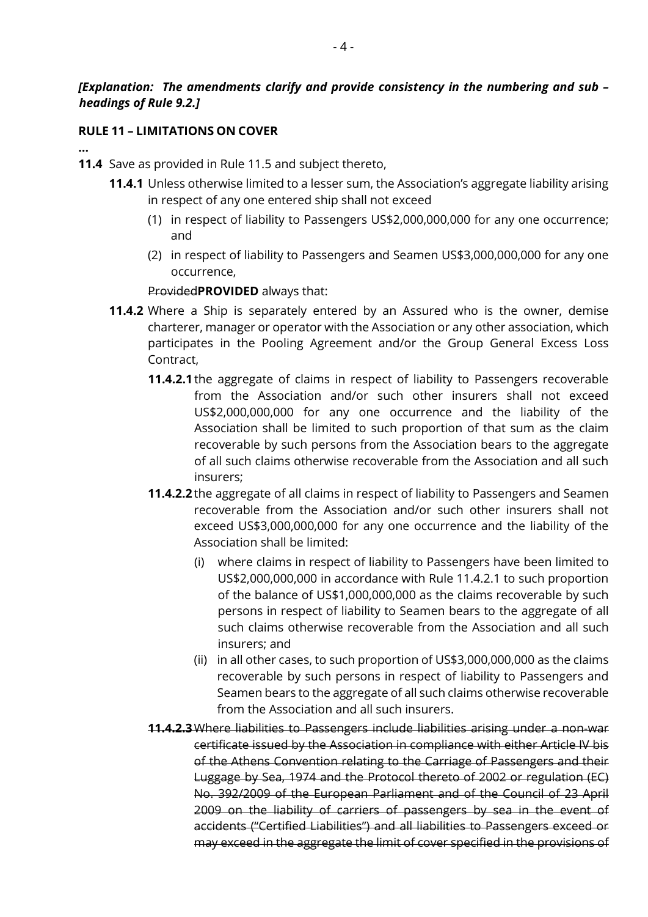***[Explanation: The amendments clarify and provide consistency in the numbering and sub – headings of Rule 9.2.]***

**RULE 11 – LIMITATIONS ON COVER**

**...**

**11.4** Save as provided in Rule 11.5 and subject thereto,

**11.4.1** Unless otherwise limited to a lesser sum, the Association's aggregate liability arising in respect of any one entered ship shall not exceed

(1) in respect of liability to Passengers US$2,000,000,000 for any one occurrence; and

(2) in respect of liability to Passengers and Seamen US$3,000,000,000 for any one occurrence,

~~Provided~~**PROVIDED** always that:

**11.4.2** Where a Ship is separately entered by an Assured who is the owner, demise charterer, manager or operator with the Association or any other association, which participates in the Pooling Agreement and/or the Group General Excess Loss Contract,

**11.4.2.1** the aggregate of claims in respect of liability to Passengers recoverable from the Association and/or such other insurers shall not exceed US$2,000,000,000 for any one occurrence and the liability of the Association shall be limited to such proportion of that sum as the claim recoverable by such persons from the Association bears to the aggregate of all such claims otherwise recoverable from the Association and all such insurers;

**11.4.2.2** the aggregate of all claims in respect of liability to Passengers and Seamen recoverable from the Association and/or such other insurers shall not exceed US$3,000,000,000 for any one occurrence and the liability of the Association shall be limited:

(i) where claims in respect of liability to Passengers have been limited to US$2,000,000,000 in accordance with Rule 11.4.2.1 to such proportion of the balance of US$1,000,000,000 as the claims recoverable by such persons in respect of liability to Seamen bears to the aggregate of all such claims otherwise recoverable from the Association and all such insurers; and

(ii) in all other cases, to such proportion of US$3,000,000,000 as the claims recoverable by such persons in respect of liability to Passengers and Seamen bears to the aggregate of all such claims otherwise recoverable from the Association and all such insurers.

~~**11.4.2.3** Where liabilities to Passengers include liabilities arising under a non-war certificate issued by the Association in compliance with either Article IV bis of the Athens Convention relating to the Carriage of Passengers and their Luggage by Sea, 1974 and the Protocol thereto of 2002 or regulation (EC) No. 392/2009 of the European Parliament and of the Council of 23 April 2009 on the liability of carriers of passengers by sea in the event of accidents ("Certified Liabilities") and all liabilities to Passengers exceed or may exceed in the aggregate the limit of cover specified in the provisions of~~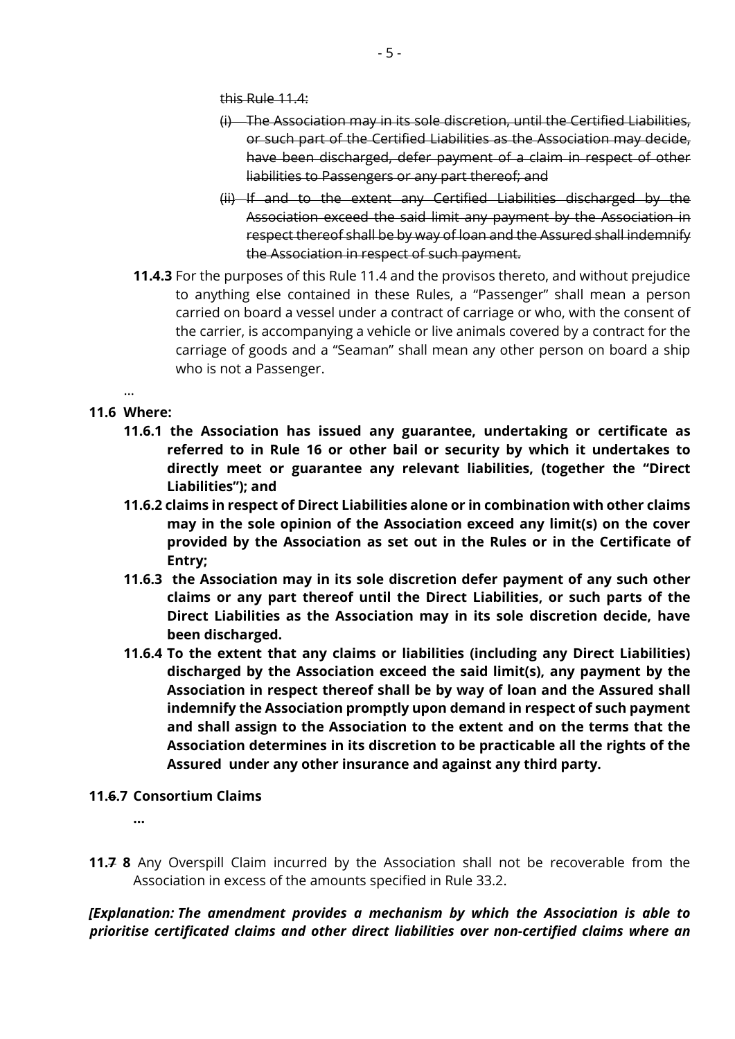~~this Rule 11.4:~~

~~(i) The Association may in its sole discretion, until the Certified Liabilities, or such part of the Certified Liabilities as the Association may decide, have been discharged, defer payment of a claim in respect of other liabilities to Passengers or any part thereof; and~~

~~(ii) If and to the extent any Certified Liabilities discharged by the Association exceed the said limit any payment by the Association in respect thereof shall be by way of loan and the Assured shall indemnify the Association in respect of such payment.~~

**11.4.3** For the purposes of this Rule 11.4 and the provisos thereto, and without prejudice to anything else contained in these Rules, a "Passenger" shall mean a person carried on board a vessel under a contract of carriage or who, with the consent of the carrier, is accompanying a vehicle or live animals covered by a contract for the carriage of goods and a "Seaman" shall mean any other person on board a ship who is not a Passenger.

...

**11.6 Where:**

**11.6.1 the Association has issued any guarantee, undertaking or certificate as referred to in Rule 16 or other bail or security by which it undertakes to directly meet or guarantee any relevant liabilities, (together the "Direct Liabilities"); and**

**11.6.2 claims in respect of Direct Liabilities alone or in combination with other claims may in the sole opinion of the Association exceed any limit(s) on the cover provided by the Association as set out in the Rules or in the Certificate of Entry;**

**11.6.3 the Association may in its sole discretion defer payment of any such other claims or any part thereof until the Direct Liabilities, or such parts of the Direct Liabilities as the Association may in its sole discretion decide, have been discharged.**

**11.6.4 To the extent that any claims or liabilities (including any Direct Liabilities) discharged by the Association exceed the said limit(s), any payment by the Association in respect thereof shall be by way of loan and the Assured shall indemnify the Association promptly upon demand in respect of such payment and shall assign to the Association to the extent and on the terms that the Association determines in its discretion to be practicable all the rights of the Assured under any other insurance and against any third party.**

**11.~~6~~.7 Consortium Claims**

**...**

**11.~~7~~ 8** Any Overspill Claim incurred by the Association shall not be recoverable from the Association in excess of the amounts specified in Rule 33.2.

***[Explanation: The amendment provides a mechanism by which the Association is able to prioritise certificated claims and other direct liabilities over non-certified claims where an***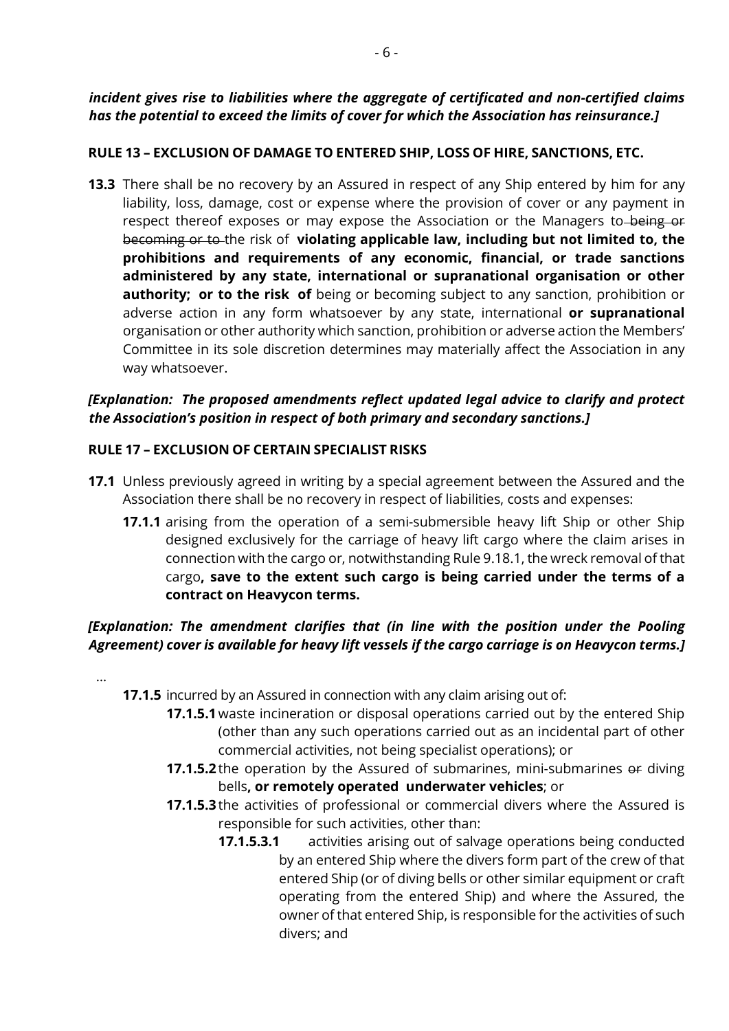***incident gives rise to liabilities where the aggregate of certificated and non-certified claims has the potential to exceed the limits of cover for which the Association has reinsurance.]***

**RULE 13 – EXCLUSION OF DAMAGE TO ENTERED SHIP, LOSS OF HIRE, SANCTIONS, ETC.**

**13.3** There shall be no recovery by an Assured in respect of any Ship entered by him for any liability, loss, damage, cost or expense where the provision of cover or any payment in respect thereof exposes or may expose the Association or the Managers to ~~being or becoming or to~~ the risk of **violating applicable law, including but not limited to, the prohibitions and requirements of any economic, financial, or trade sanctions administered by any state, international or supranational organisation or other authority; or to the risk of** being or becoming subject to any sanction, prohibition or adverse action in any form whatsoever by any state, international **or supranational** organisation or other authority which sanction, prohibition or adverse action the Members' Committee in its sole discretion determines may materially affect the Association in any way whatsoever.

***[Explanation: The proposed amendments reflect updated legal advice to clarify and protect the Association's position in respect of both primary and secondary sanctions.]***

**RULE 17 – EXCLUSION OF CERTAIN SPECIALIST RISKS**

**17.1** Unless previously agreed in writing by a special agreement between the Assured and the Association there shall be no recovery in respect of liabilities, costs and expenses:

**17.1.1** arising from the operation of a semi-submersible heavy lift Ship or other Ship designed exclusively for the carriage of heavy lift cargo where the claim arises in connection with the cargo or, notwithstanding Rule 9.18.1, the wreck removal of that cargo**, save to the extent such cargo is being carried under the terms of a contract on Heavycon terms.**

***[Explanation: The amendment clarifies that (in line with the position under the Pooling Agreement) cover is available for heavy lift vessels if the cargo carriage is on Heavycon terms.]***

…

**17.1.5** incurred by an Assured in connection with any claim arising out of:

**17.1.5.1** waste incineration or disposal operations carried out by the entered Ship (other than any such operations carried out as an incidental part of other commercial activities, not being specialist operations); or

**17.1.5.2** the operation by the Assured of submarines, mini-submarines ~~or~~ diving bells**, or remotely operated underwater vehicles**; or

**17.1.5.3** the activities of professional or commercial divers where the Assured is responsible for such activities, other than:

**17.1.5.3.1** activities arising out of salvage operations being conducted by an entered Ship where the divers form part of the crew of that entered Ship (or of diving bells or other similar equipment or craft operating from the entered Ship) and where the Assured, the owner of that entered Ship, is responsible for the activities of such divers; and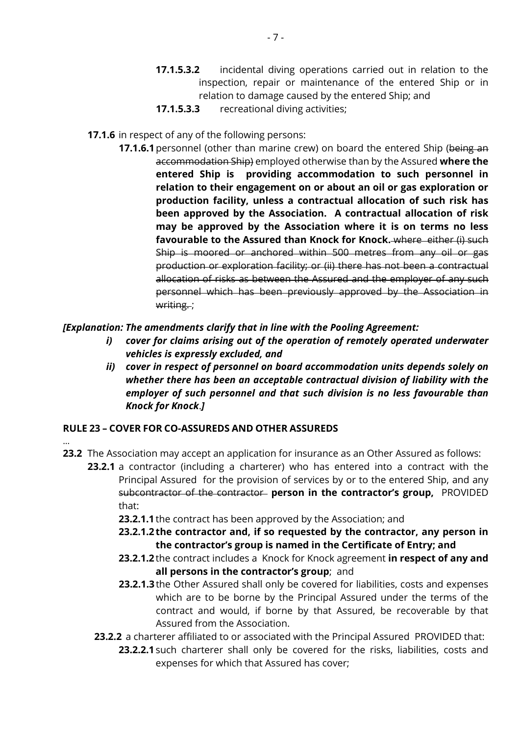**17.1.5.3.2** incidental diving operations carried out in relation to the inspection, repair or maintenance of the entered Ship or in relation to damage caused by the entered Ship; and

**17.1.5.3.3** recreational diving activities;

**17.1.6** in respect of any of the following persons:

**17.1.6.1** personnel (other than marine crew) on board the entered Ship (~~being an accommodation Ship)~~ employed otherwise than by the Assured **where the entered Ship is providing accommodation to such personnel in relation to their engagement on or about an oil or gas exploration or production facility, unless a contractual allocation of such risk has been approved by the Association. A contractual allocation of risk may be approved by the Association where it is on terms no less favourable to the Assured than Knock for Knock.** ~~where either (i) such Ship is moored or anchored within 500 metres from any oil or gas production or exploration facility; or (ii) there has not been a contractual allocation of risks as between the Assured and the employer of any such personnel which has been previously approved by the Association in writing.~~ ;

***[Explanation: The amendments clarify that in line with the Pooling Agreement:***

***i) cover for claims arising out of the operation of remotely operated underwater vehicles is expressly excluded, and***

***ii) cover in respect of personnel on board accommodation units depends solely on whether there has been an acceptable contractual division of liability with the employer of such personnel and that such division is no less favourable than Knock for Knock.]***

**RULE 23 – COVER FOR CO-ASSUREDS AND OTHER ASSUREDS**

...

**23.2** The Association may accept an application for insurance as an Other Assured as follows:

**23.2.1** a contractor (including a charterer) who has entered into a contract with the Principal Assured for the provision of services by or to the entered Ship, and any ~~subcontractor of the contractor~~ **person in the contractor's group,** PROVIDED that:

**23.2.1.1** the contract has been approved by the Association; and

**23.2.1.2 the contractor and, if so requested by the contractor, any person in the contractor's group is named in the Certificate of Entry; and**

**23.2.1.2** the contract includes a Knock for Knock agreement **in respect of any and all persons in the contractor's group**; and

**23.2.1.3** the Other Assured shall only be covered for liabilities, costs and expenses which are to be borne by the Principal Assured under the terms of the contract and would, if borne by that Assured, be recoverable by that Assured from the Association.

**23.2.2** a charterer affiliated to or associated with the Principal Assured PROVIDED that:

**23.2.2.1** such charterer shall only be covered for the risks, liabilities, costs and expenses for which that Assured has cover;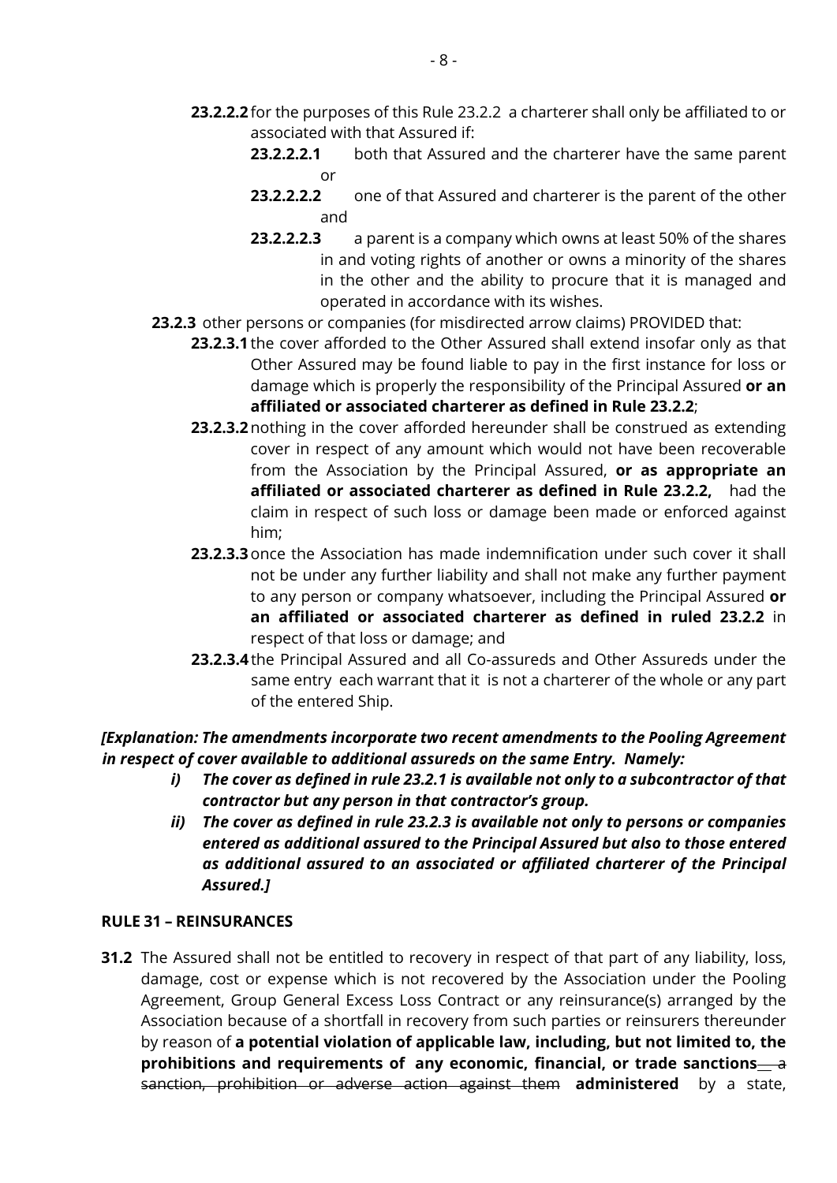**23.2.2.2** for the purposes of this Rule 23.2.2 a charterer shall only be affiliated to or associated with that Assured if:

**23.2.2.2.1** both that Assured and the charterer have the same parent or

**23.2.2.2.2** one of that Assured and charterer is the parent of the other and

**23.2.2.2.3** a parent is a company which owns at least 50% of the shares in and voting rights of another or owns a minority of the shares in the other and the ability to procure that it is managed and operated in accordance with its wishes.

**23.2.3** other persons or companies (for misdirected arrow claims) PROVIDED that:

**23.2.3.1** the cover afforded to the Other Assured shall extend insofar only as that Other Assured may be found liable to pay in the first instance for loss or damage which is properly the responsibility of the Principal Assured **or an affiliated or associated charterer as defined in Rule 23.2.2**;

**23.2.3.2** nothing in the cover afforded hereunder shall be construed as extending cover in respect of any amount which would not have been recoverable from the Association by the Principal Assured, **or as appropriate an affiliated or associated charterer as defined in Rule 23.2.2,** had the claim in respect of such loss or damage been made or enforced against him;

**23.2.3.3** once the Association has made indemnification under such cover it shall not be under any further liability and shall not make any further payment to any person or company whatsoever, including the Principal Assured **or an affiliated or associated charterer as defined in ruled 23.2.2** in respect of that loss or damage; and

**23.2.3.4** the Principal Assured and all Co-assureds and Other Assureds under the same entry each warrant that it is not a charterer of the whole or any part of the entered Ship.

***[Explanation: The amendments incorporate two recent amendments to the Pooling Agreement in respect of cover available to additional assureds on the same Entry. Namely:***

- ***i) The cover as defined in rule 23.2.1 is available not only to a subcontractor of that contractor but any person in that contractor's group.***
- ***ii) The cover as defined in rule 23.2.3 is available not only to persons or companies entered as additional assured to the Principal Assured but also to those entered as additional assured to an associated or affiliated charterer of the Principal Assured.]***

**RULE 31 – REINSURANCES**

**31.2** The Assured shall not be entitled to recovery in respect of that part of any liability, loss, damage, cost or expense which is not recovered by the Association under the Pooling Agreement, Group General Excess Loss Contract or any reinsurance(s) arranged by the Association because of a shortfall in recovery from such parties or reinsurers thereunder by reason of **a potential violation of applicable law, including, but not limited to, the prohibitions and requirements of any economic, financial, or trade sanctions** ~~a sanction, prohibition or adverse action against them~~ **administered** by a state,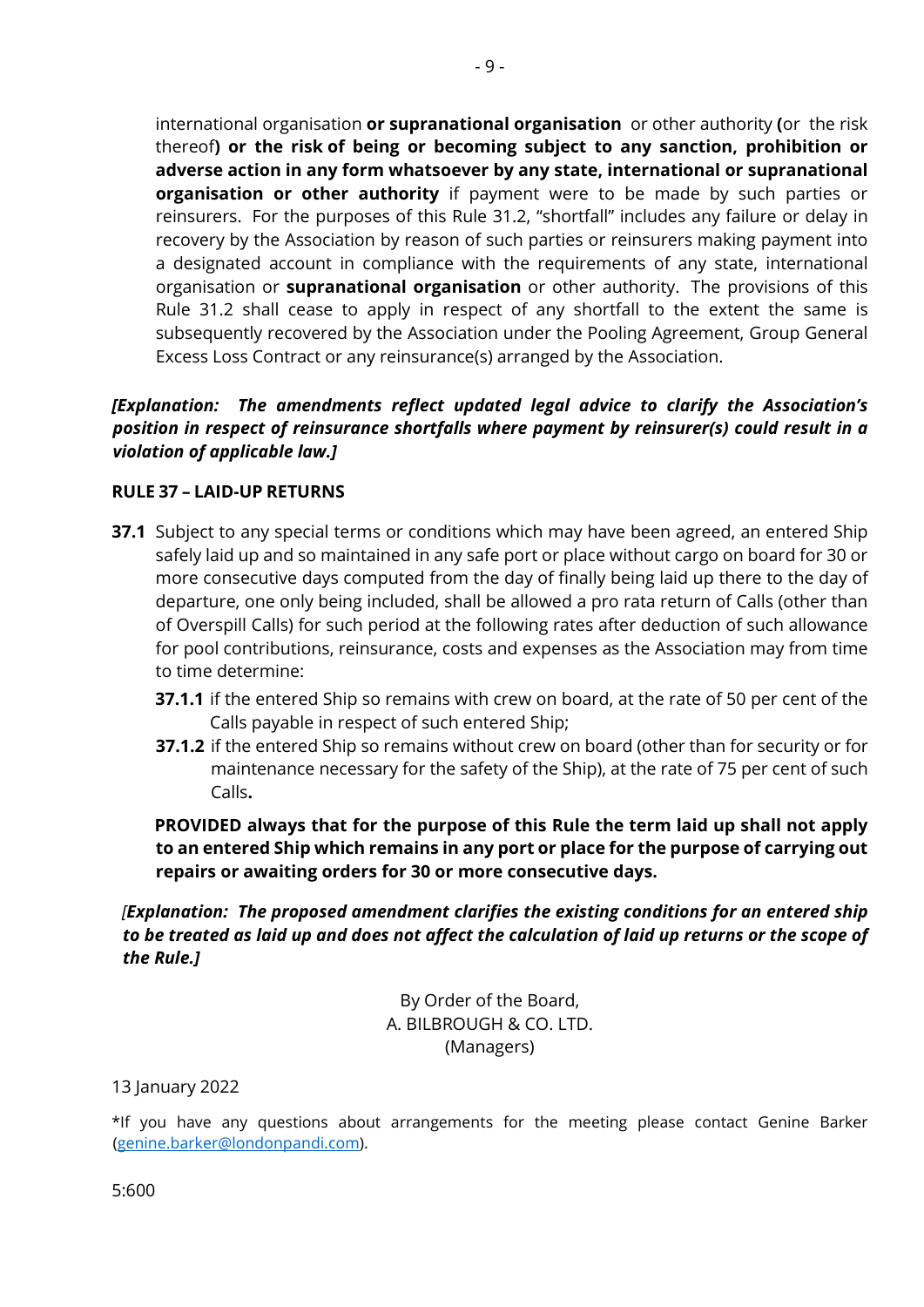international organisation **or supranational organisation** or other authority **(**or the risk thereof**) or the risk of being or becoming subject to any sanction, prohibition or adverse action in any form whatsoever by any state, international or supranational organisation or other authority** if payment were to be made by such parties or reinsurers. For the purposes of this Rule 31.2, "shortfall" includes any failure or delay in recovery by the Association by reason of such parties or reinsurers making payment into a designated account in compliance with the requirements of any state, international organisation or **supranational organisation** or other authority. The provisions of this Rule 31.2 shall cease to apply in respect of any shortfall to the extent the same is subsequently recovered by the Association under the Pooling Agreement, Group General Excess Loss Contract or any reinsurance(s) arranged by the Association.

***[Explanation: The amendments reflect updated legal advice to clarify the Association's position in respect of reinsurance shortfalls where payment by reinsurer(s) could result in a violation of applicable law.]***

**RULE 37 – LAID-UP RETURNS**

**37.1** Subject to any special terms or conditions which may have been agreed, an entered Ship safely laid up and so maintained in any safe port or place without cargo on board for 30 or more consecutive days computed from the day of finally being laid up there to the day of departure, one only being included, shall be allowed a pro rata return of Calls (other than of Overspill Calls) for such period at the following rates after deduction of such allowance for pool contributions, reinsurance, costs and expenses as the Association may from time to time determine:

**37.1.1** if the entered Ship so remains with crew on board, at the rate of 50 per cent of the Calls payable in respect of such entered Ship;

**37.1.2** if the entered Ship so remains without crew on board (other than for security or for maintenance necessary for the safety of the Ship), at the rate of 75 per cent of such Calls**.**

**PROVIDED always that for the purpose of this Rule the term laid up shall not apply to an entered Ship which remains in any port or place for the purpose of carrying out repairs or awaiting orders for 30 or more consecutive days.**

*[**Explanation: The proposed amendment clarifies the existing conditions for an entered ship to be treated as laid up and does not affect the calculation of laid up returns or the scope of the Rule.]***

By Order of the Board,
A. BILBROUGH & CO. LTD.
(Managers)

13 January 2022

*If you have any questions about arrangements for the meeting please contact Genine Barker (genine.barker@londonpandi.com).

5:600